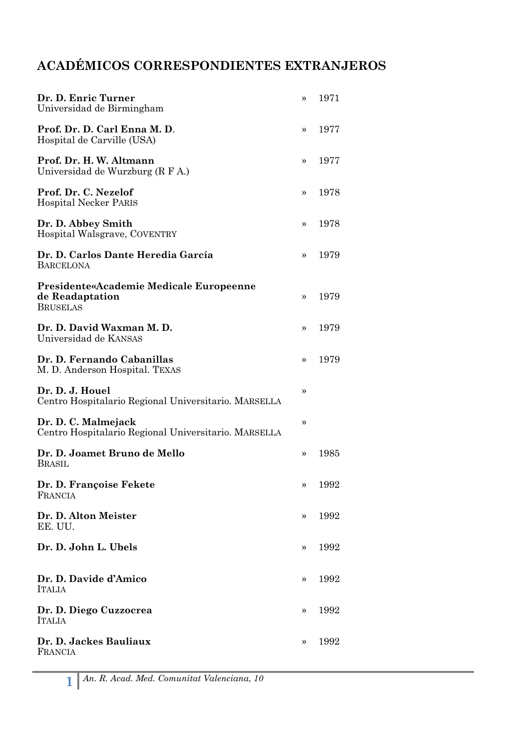# ACADÉMICOS CORRESPONDIENTES EXTRANJEROS

**Dr. D. Enric Turner** » 1971
Universidad de Birmingham

**Prof. Dr. D. Carl Enna M. D**. » 1977
Hospital de Carville (USA)

**Prof. Dr. H. W. Altmann** » 1977
Universidad de Wurzburg (R F A.)

**Prof. Dr. C. Nezelof** » 1978
Hospital Necker PARIS

**Dr. D. Abbey Smith** » 1978
Hospital Walsgrave, COVENTRY

**Dr. D. Carlos Dante Heredia García** » 1979
BARCELONA

**Presidente«Academie Medicale Europeenne de Readaptation** » 1979
BRUSELAS

**Dr. D. David Waxman M. D.** » 1979
Universidad de KANSAS

**Dr. D. Fernando Cabanillas** » 1979
M. D. Anderson Hospital. TEXAS

**Dr. D. J. Houel** »
Centro Hospitalario Regional Universitario. MARSELLA

**Dr. D. C. Malmejack** »
Centro Hospitalario Regional Universitario. MARSELLA

**Dr. D. Joamet Bruno de Mello** » 1985
BRASIL

**Dr. D. Françoise Fekete** » 1992
FRANCIA

**Dr. D. Alton Meister** » 1992
EE. UU.

**Dr. D. John L. Ubels** » 1992

**Dr. D. Davide d'Amico** » 1992
ITALIA

**Dr. D. Diego Cuzzocrea** » 1992
ITALIA

**Dr. D. Jackes Bauliaux** » 1992
FRANCIA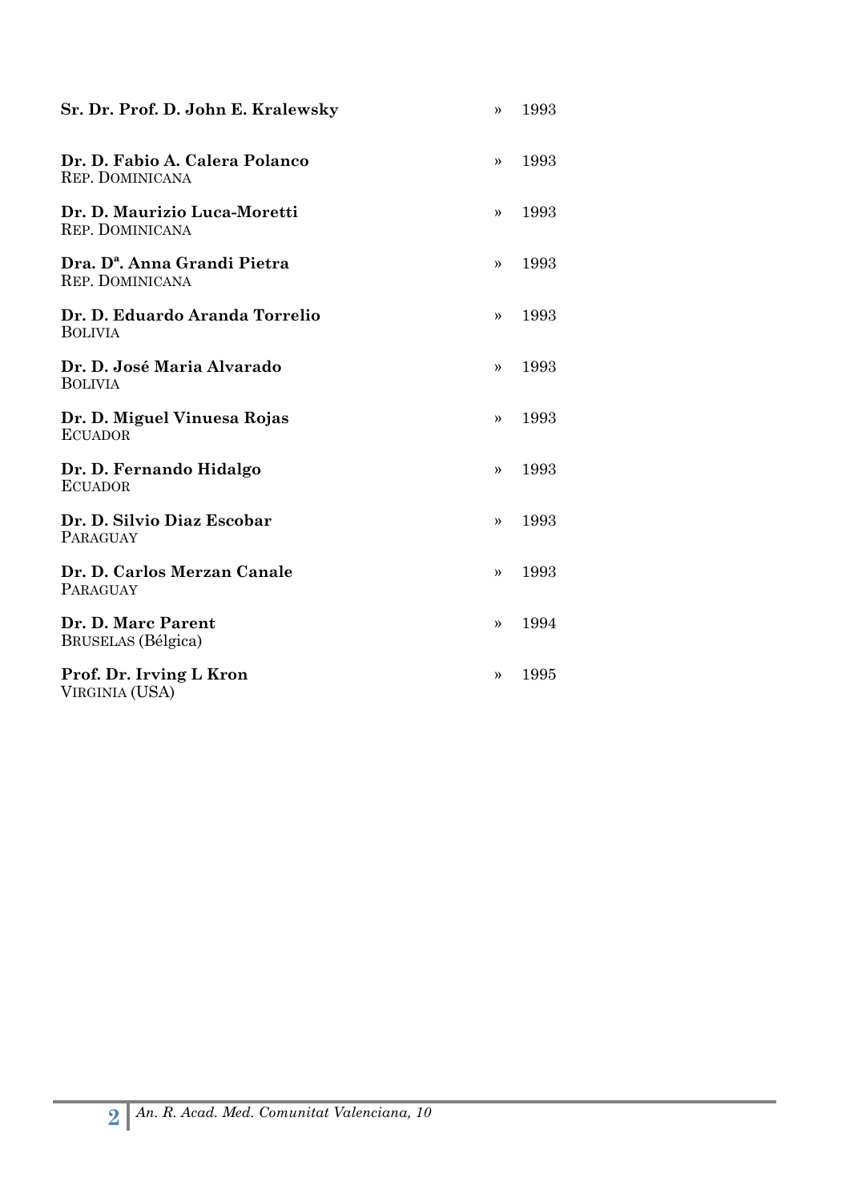| | | |
|---|---|---|
| **Sr. Dr. Prof. D. John E. Kralewsky** | » | 1993 |
| **Dr. D. Fabio A. Calera Polanco**<br>REP. DOMINICANA | » | 1993 |
| **Dr. D. Maurizio Luca-Moretti**<br>REP. DOMINICANA | » | 1993 |
| **Dra. Dª. Anna Grandi Pietra**<br>REP. DOMINICANA | » | 1993 |
| **Dr. D. Eduardo Aranda Torrelio**<br>BOLIVIA | » | 1993 |
| **Dr. D. José Maria Alvarado**<br>BOLIVIA | » | 1993 |
| **Dr. D. Miguel Vinuesa Rojas**<br>ECUADOR | » | 1993 |
| **Dr. D. Fernando Hidalgo**<br>ECUADOR | » | 1993 |
| **Dr. D. Silvio Diaz Escobar**<br>PARAGUAY | » | 1993 |
| **Dr. D. Carlos Merzan Canale**<br>PARAGUAY | » | 1993 |
| **Dr. D. Marc Parent**<br>BRUSELAS (Bélgica) | » | 1994 |
| **Prof. Dr. Irving L Kron**<br>VIRGINIA (USA) | » | 1995 |